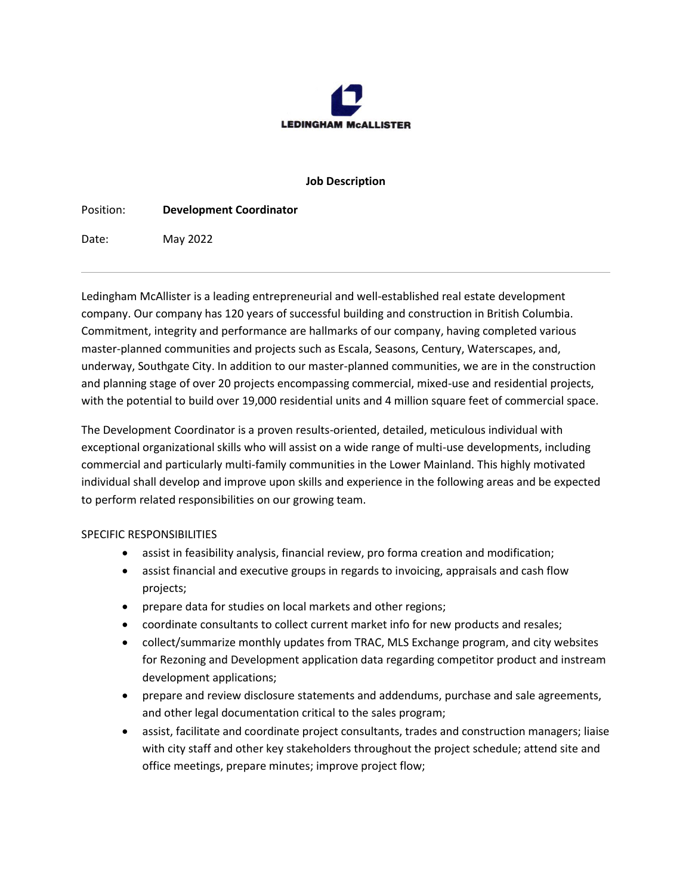LEDINGHAM McALLISTER

**Job Description**

Position: **Development Coordinator**

Date: May 2022

---

Ledingham McAllister is a leading entrepreneurial and well-established real estate development company. Our company has 120 years of successful building and construction in British Columbia. Commitment, integrity and performance are hallmarks of our company, having completed various master-planned communities and projects such as Escala, Seasons, Century, Waterscapes, and, underway, Southgate City. In addition to our master-planned communities, we are in the construction and planning stage of over 20 projects encompassing commercial, mixed-use and residential projects, with the potential to build over 19,000 residential units and 4 million square feet of commercial space.

The Development Coordinator is a proven results-oriented, detailed, meticulous individual with exceptional organizational skills who will assist on a wide range of multi-use developments, including commercial and particularly multi-family communities in the Lower Mainland. This highly motivated individual shall develop and improve upon skills and experience in the following areas and be expected to perform related responsibilities on our growing team.

SPECIFIC RESPONSIBILITIES

- assist in feasibility analysis, financial review, pro forma creation and modification;
- assist financial and executive groups in regards to invoicing, appraisals and cash flow projects;
- prepare data for studies on local markets and other regions;
- coordinate consultants to collect current market info for new products and resales;
- collect/summarize monthly updates from TRAC, MLS Exchange program, and city websites for Rezoning and Development application data regarding competitor product and instream development applications;
- prepare and review disclosure statements and addendums, purchase and sale agreements, and other legal documentation critical to the sales program;
- assist, facilitate and coordinate project consultants, trades and construction managers; liaise with city staff and other key stakeholders throughout the project schedule; attend site and office meetings, prepare minutes; improve project flow;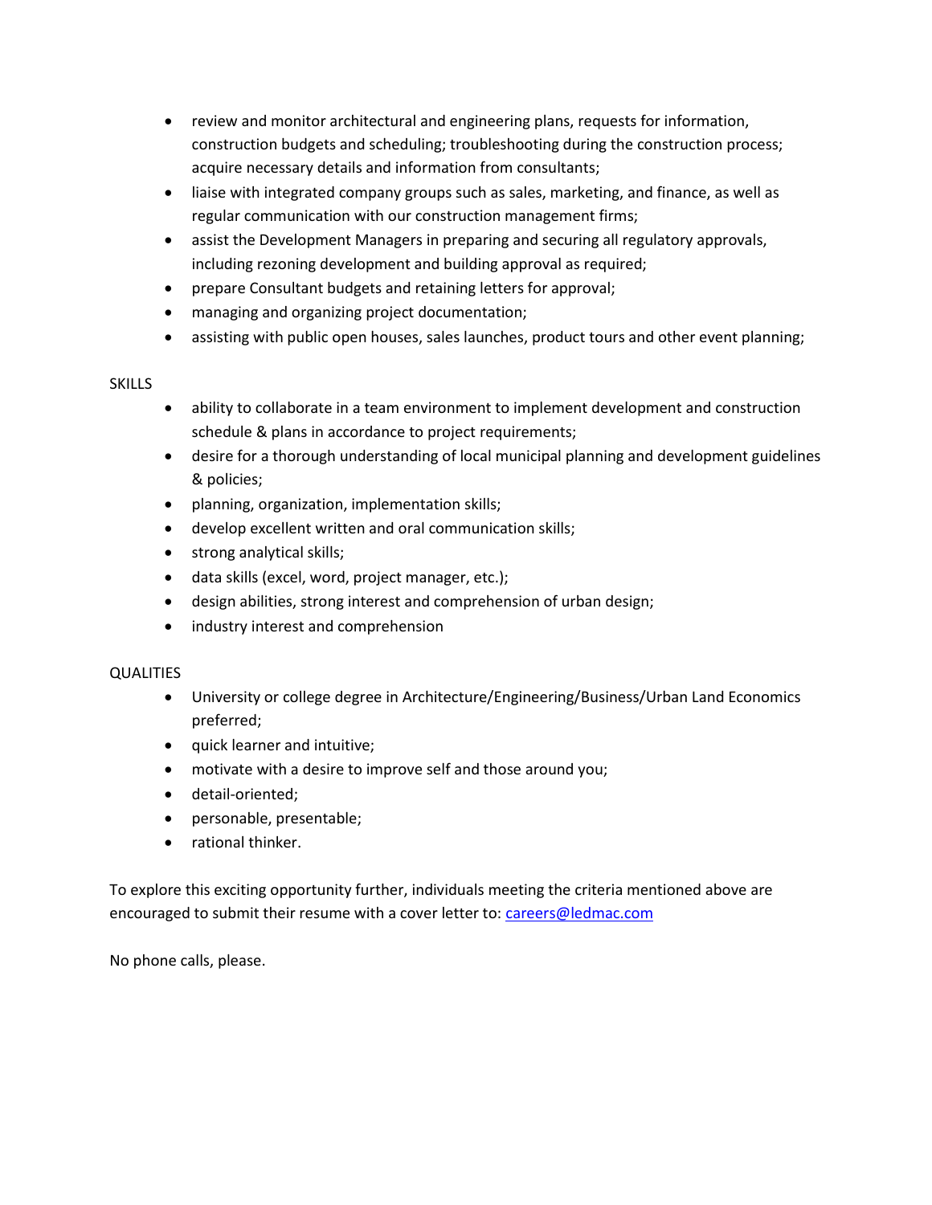- review and monitor architectural and engineering plans, requests for information, construction budgets and scheduling; troubleshooting during the construction process; acquire necessary details and information from consultants;
- liaise with integrated company groups such as sales, marketing, and finance, as well as regular communication with our construction management firms;
- assist the Development Managers in preparing and securing all regulatory approvals, including rezoning development and building approval as required;
- prepare Consultant budgets and retaining letters for approval;
- managing and organizing project documentation;
- assisting with public open houses, sales launches, product tours and other event planning;

SKILLS

- ability to collaborate in a team environment to implement development and construction schedule & plans in accordance to project requirements;
- desire for a thorough understanding of local municipal planning and development guidelines & policies;
- planning, organization, implementation skills;
- develop excellent written and oral communication skills;
- strong analytical skills;
- data skills (excel, word, project manager, etc.);
- design abilities, strong interest and comprehension of urban design;
- industry interest and comprehension

QUALITIES

- University or college degree in Architecture/Engineering/Business/Urban Land Economics preferred;
- quick learner and intuitive;
- motivate with a desire to improve self and those around you;
- detail-oriented;
- personable, presentable;
- rational thinker.

To explore this exciting opportunity further, individuals meeting the criteria mentioned above are encouraged to submit their resume with a cover letter to: careers@ledmac.com

No phone calls, please.